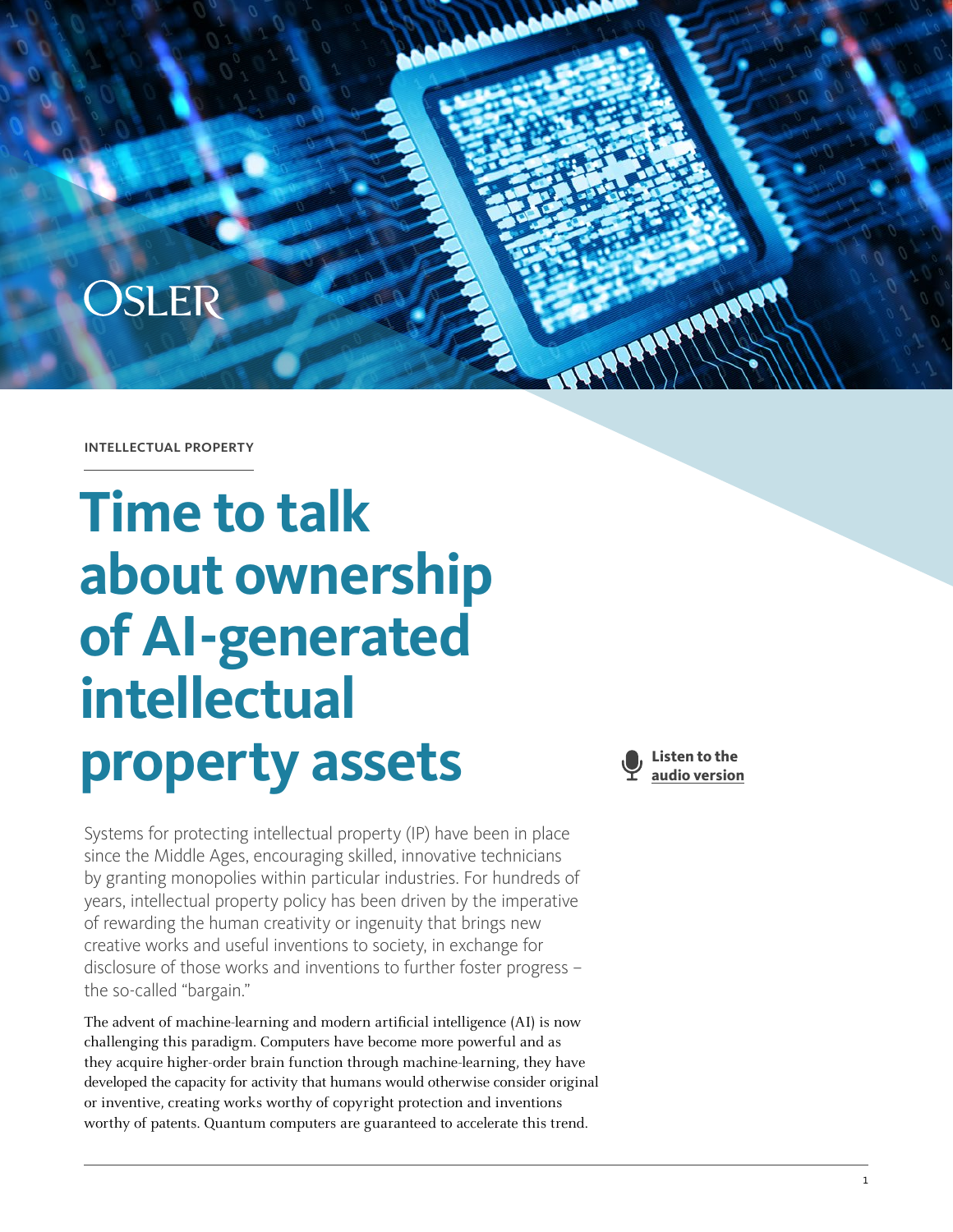OSLER

INTELLECTUAL PROPERTY

# Time to talk about ownership of AI-generated intellectual property assets

Listen to the **audio version**

Systems for protecting intellectual property (IP) have been in place since the Middle Ages, encouraging skilled, innovative technicians by granting monopolies within particular industries. For hundreds of years, intellectual property policy has been driven by the imperative of rewarding the human creativity or ingenuity that brings new creative works and useful inventions to society, in exchange for disclosure of those works and inventions to further foster progress – the so-called "bargain."

The advent of machine-learning and modern artificial intelligence (AI) is now challenging this paradigm. Computers have become more powerful and as they acquire higher-order brain function through machine-learning, they have developed the capacity for activity that humans would otherwise consider original or inventive, creating works worthy of copyright protection and inventions worthy of patents. Quantum computers are guaranteed to accelerate this trend.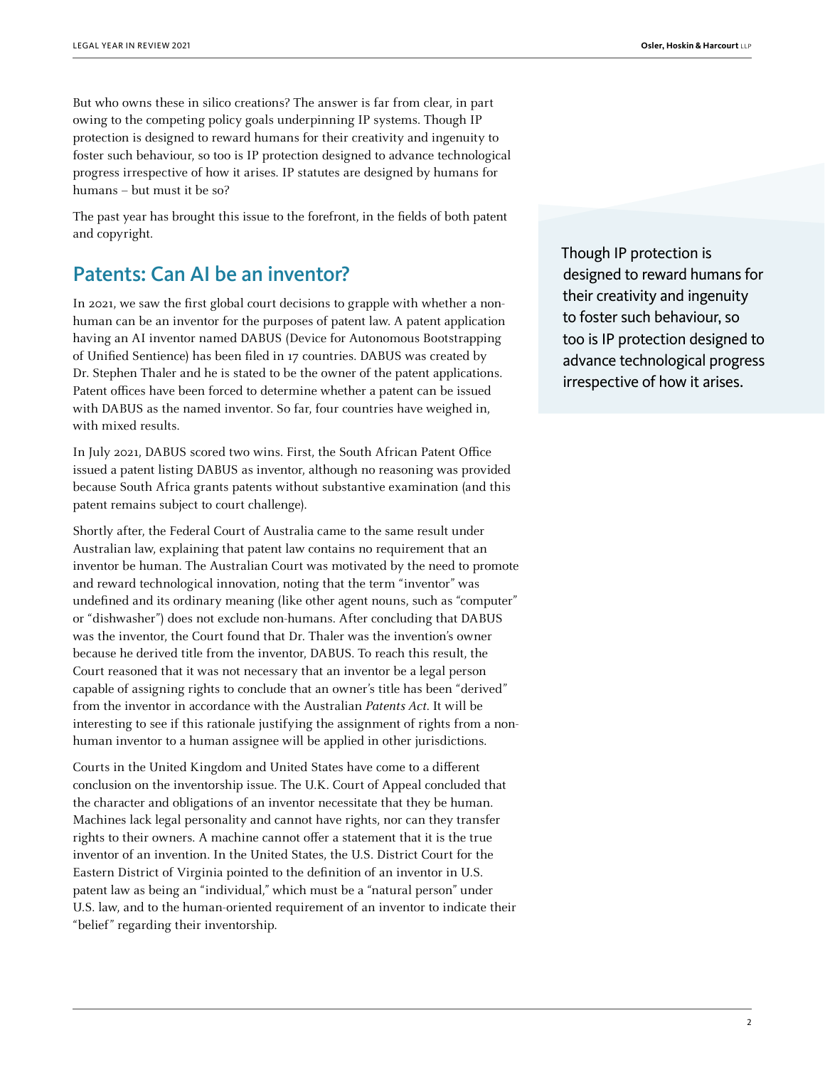But who owns these in silico creations? The answer is far from clear, in part owing to the competing policy goals underpinning IP systems. Though IP protection is designed to reward humans for their creativity and ingenuity to foster such behaviour, so too is IP protection designed to advance technological progress irrespective of how it arises. IP statutes are designed by humans for humans – but must it be so?

The past year has brought this issue to the forefront, in the fields of both patent and copyright.

> Though IP protection is designed to reward humans for their creativity and ingenuity to foster such behaviour, so too is IP protection designed to advance technological progress irrespective of how it arises.

## Patents: Can AI be an inventor?

In 2021, we saw the first global court decisions to grapple with whether a non-human can be an inventor for the purposes of patent law. A patent application having an AI inventor named DABUS (Device for Autonomous Bootstrapping of Unified Sentience) has been filed in 17 countries. DABUS was created by Dr. Stephen Thaler and he is stated to be the owner of the patent applications. Patent offices have been forced to determine whether a patent can be issued with DABUS as the named inventor. So far, four countries have weighed in, with mixed results.

In July 2021, DABUS scored two wins. First, the South African Patent Office issued a patent listing DABUS as inventor, although no reasoning was provided because South Africa grants patents without substantive examination (and this patent remains subject to court challenge).

Shortly after, the Federal Court of Australia came to the same result under Australian law, explaining that patent law contains no requirement that an inventor be human. The Australian Court was motivated by the need to promote and reward technological innovation, noting that the term "inventor" was undefined and its ordinary meaning (like other agent nouns, such as "computer" or "dishwasher") does not exclude non-humans. After concluding that DABUS was the inventor, the Court found that Dr. Thaler was the invention's owner because he derived title from the inventor, DABUS. To reach this result, the Court reasoned that it was not necessary that an inventor be a legal person capable of assigning rights to conclude that an owner's title has been "derived" from the inventor in accordance with the Australian *Patents Act*. It will be interesting to see if this rationale justifying the assignment of rights from a non-human inventor to a human assignee will be applied in other jurisdictions.

Courts in the United Kingdom and United States have come to a different conclusion on the inventorship issue. The U.K. Court of Appeal concluded that the character and obligations of an inventor necessitate that they be human. Machines lack legal personality and cannot have rights, nor can they transfer rights to their owners. A machine cannot offer a statement that it is the true inventor of an invention. In the United States, the U.S. District Court for the Eastern District of Virginia pointed to the definition of an inventor in U.S. patent law as being an "individual," which must be a "natural person" under U.S. law, and to the human-oriented requirement of an inventor to indicate their "belief" regarding their inventorship.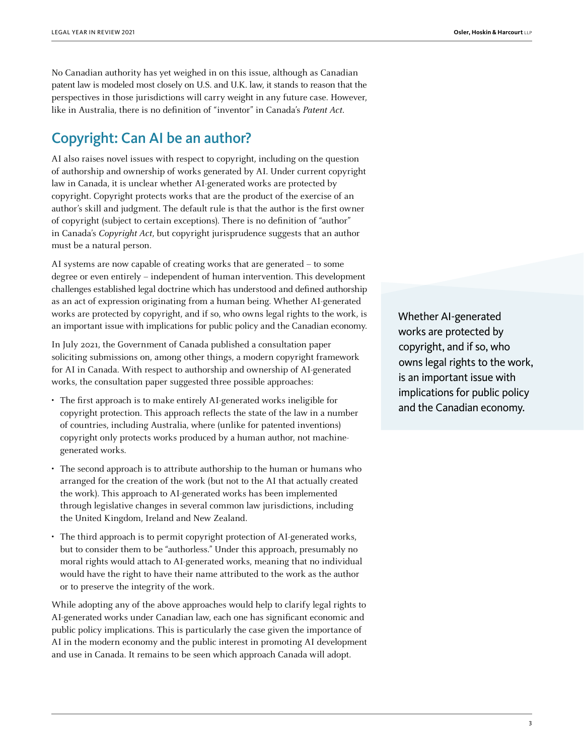No Canadian authority has yet weighed in on this issue, although as Canadian patent law is modeled most closely on U.S. and U.K. law, it stands to reason that the perspectives in those jurisdictions will carry weight in any future case. However, like in Australia, there is no definition of "inventor" in Canada's *Patent Act*.

## Copyright: Can AI be an author?

AI also raises novel issues with respect to copyright, including on the question of authorship and ownership of works generated by AI. Under current copyright law in Canada, it is unclear whether AI-generated works are protected by copyright. Copyright protects works that are the product of the exercise of an author's skill and judgment. The default rule is that the author is the first owner of copyright (subject to certain exceptions). There is no definition of "author" in Canada's *Copyright Act*, but copyright jurisprudence suggests that an author must be a natural person.

AI systems are now capable of creating works that are generated – to some degree or even entirely – independent of human intervention. This development challenges established legal doctrine which has understood and defined authorship as an act of expression originating from a human being. Whether AI-generated works are protected by copyright, and if so, who owns legal rights to the work, is an important issue with implications for public policy and the Canadian economy.

> Whether AI-generated works are protected by copyright, and if so, who owns legal rights to the work, is an important issue with implications for public policy and the Canadian economy.

In July 2021, the Government of Canada published a consultation paper soliciting submissions on, among other things, a modern copyright framework for AI in Canada. With respect to authorship and ownership of AI-generated works, the consultation paper suggested three possible approaches:

- The first approach is to make entirely AI-generated works ineligible for copyright protection. This approach reflects the state of the law in a number of countries, including Australia, where (unlike for patented inventions) copyright only protects works produced by a human author, not machine-generated works.
- The second approach is to attribute authorship to the human or humans who arranged for the creation of the work (but not to the AI that actually created the work). This approach to AI-generated works has been implemented through legislative changes in several common law jurisdictions, including the United Kingdom, Ireland and New Zealand.
- The third approach is to permit copyright protection of AI-generated works, but to consider them to be "authorless." Under this approach, presumably no moral rights would attach to AI-generated works, meaning that no individual would have the right to have their name attributed to the work as the author or to preserve the integrity of the work.

While adopting any of the above approaches would help to clarify legal rights to AI-generated works under Canadian law, each one has significant economic and public policy implications. This is particularly the case given the importance of AI in the modern economy and the public interest in promoting AI development and use in Canada. It remains to be seen which approach Canada will adopt.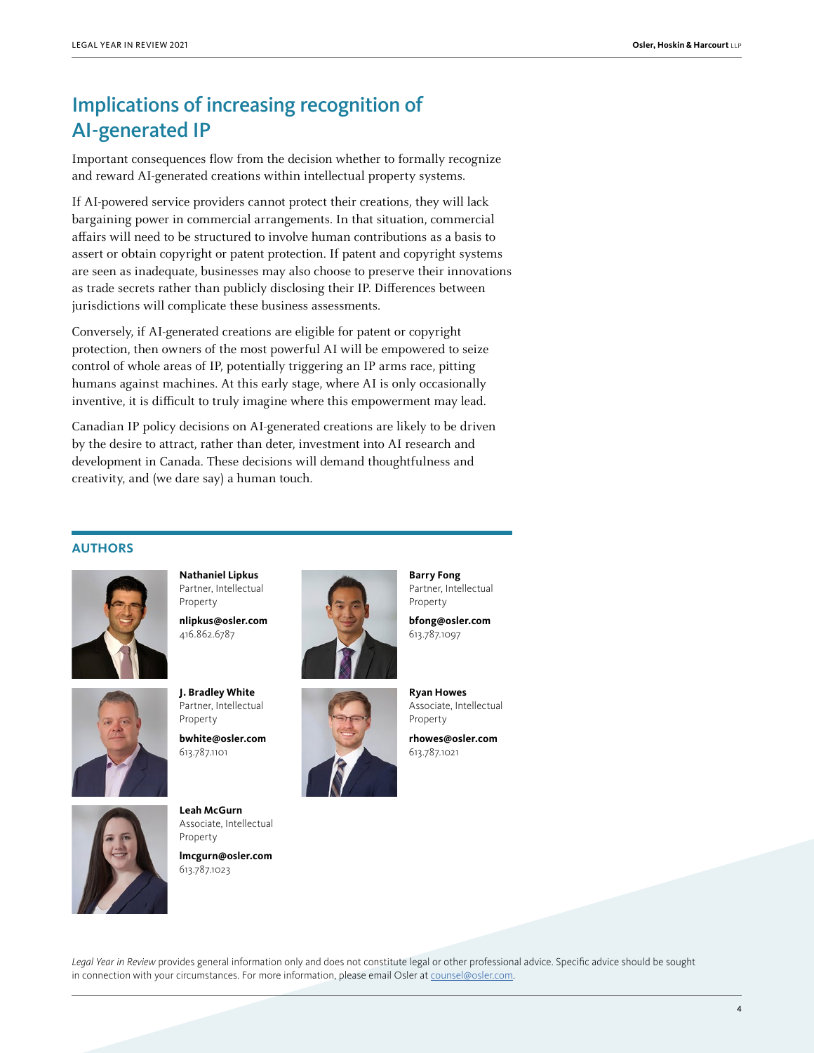## Implications of increasing recognition of AI-generated IP

Important consequences flow from the decision whether to formally recognize and reward AI-generated creations within intellectual property systems.

If AI-powered service providers cannot protect their creations, they will lack bargaining power in commercial arrangements. In that situation, commercial affairs will need to be structured to involve human contributions as a basis to assert or obtain copyright or patent protection. If patent and copyright systems are seen as inadequate, businesses may also choose to preserve their innovations as trade secrets rather than publicly disclosing their IP. Differences between jurisdictions will complicate these business assessments.

Conversely, if AI-generated creations are eligible for patent or copyright protection, then owners of the most powerful AI will be empowered to seize control of whole areas of IP, potentially triggering an IP arms race, pitting humans against machines. At this early stage, where AI is only occasionally inventive, it is difficult to truly imagine where this empowerment may lead.

Canadian IP policy decisions on AI-generated creations are likely to be driven by the desire to attract, rather than deter, investment into AI research and development in Canada. These decisions will demand thoughtfulness and creativity, and (we dare say) a human touch.

### AUTHORS

**Nathaniel Lipkus**
Partner, Intellectual Property
**nlipkus@osler.com**
416.862.6787

**Barry Fong**
Partner, Intellectual Property
**bfong@osler.com**
613.787.1097

**J. Bradley White**
Partner, Intellectual Property
**bwhite@osler.com**
613.787.1101

**Ryan Howes**
Associate, Intellectual Property
**rhowes@osler.com**
613.787.1021

**Leah McGurn**
Associate, Intellectual Property
**lmcgurn@osler.com**
613.787.1023

*Legal Year in Review* provides general information only and does not constitute legal or other professional advice. Specific advice should be sought in connection with your circumstances. For more information, please email Osler at counsel@osler.com.